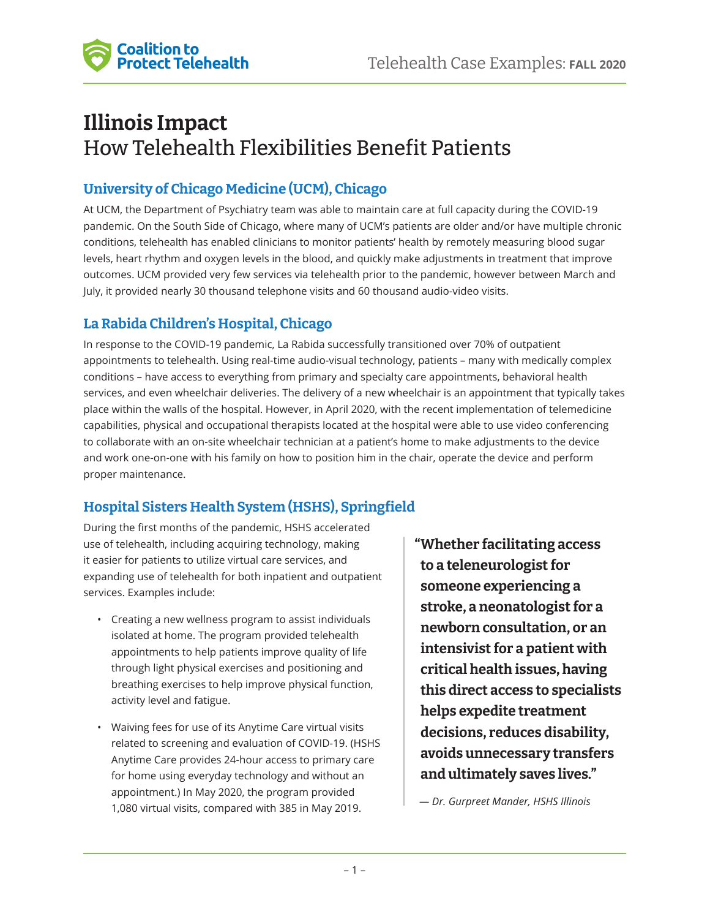# Illinois Impact
## How Telehealth Flexibilities Benefit Patients

### University of Chicago Medicine (UCM), Chicago

At UCM, the Department of Psychiatry team was able to maintain care at full capacity during the COVID-19 pandemic. On the South Side of Chicago, where many of UCM's patients are older and/or have multiple chronic conditions, telehealth has enabled clinicians to monitor patients' health by remotely measuring blood sugar levels, heart rhythm and oxygen levels in the blood, and quickly make adjustments in treatment that improve outcomes. UCM provided very few services via telehealth prior to the pandemic, however between March and July, it provided nearly 30 thousand telephone visits and 60 thousand audio-video visits.

### La Rabida Children's Hospital, Chicago

In response to the COVID-19 pandemic, La Rabida successfully transitioned over 70% of outpatient appointments to telehealth. Using real-time audio-visual technology, patients – many with medically complex conditions – have access to everything from primary and specialty care appointments, behavioral health services, and even wheelchair deliveries. The delivery of a new wheelchair is an appointment that typically takes place within the walls of the hospital. However, in April 2020, with the recent implementation of telemedicine capabilities, physical and occupational therapists located at the hospital were able to use video conferencing to collaborate with an on-site wheelchair technician at a patient's home to make adjustments to the device and work one-on-one with his family on how to position him in the chair, operate the device and perform proper maintenance.

### Hospital Sisters Health System (HSHS), Springfield

During the first months of the pandemic, HSHS accelerated use of telehealth, including acquiring technology, making it easier for patients to utilize virtual care services, and expanding use of telehealth for both inpatient and outpatient services. Examples include:

- Creating a new wellness program to assist individuals isolated at home. The program provided telehealth appointments to help patients improve quality of life through light physical exercises and positioning and breathing exercises to help improve physical function, activity level and fatigue.
- Waiving fees for use of its Anytime Care virtual visits related to screening and evaluation of COVID-19. (HSHS Anytime Care provides 24-hour access to primary care for home using everyday technology and without an appointment.) In May 2020, the program provided 1,080 virtual visits, compared with 385 in May 2019.

> **"Whether facilitating access to a teleneurologist for someone experiencing a stroke, a neonatologist for a newborn consultation, or an intensivist for a patient with critical health issues, having this direct access to specialists helps expedite treatment decisions, reduces disability, avoids unnecessary transfers and ultimately saves lives."**
>
> *— Dr. Gurpreet Mander, HSHS Illinois*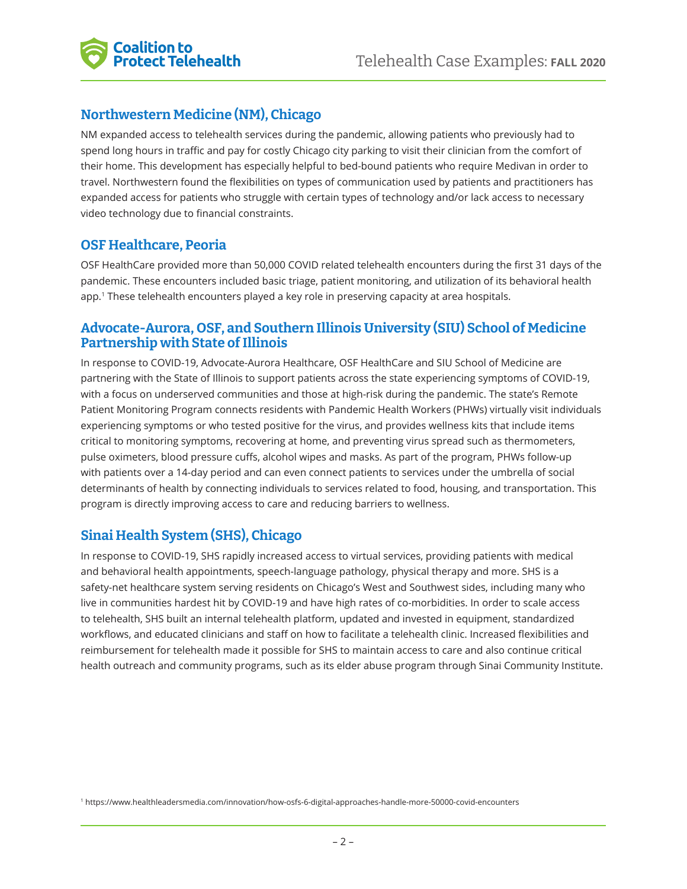## Northwestern Medicine (NM), Chicago

NM expanded access to telehealth services during the pandemic, allowing patients who previously had to spend long hours in traffic and pay for costly Chicago city parking to visit their clinician from the comfort of their home. This development has especially helpful to bed-bound patients who require Medivan in order to travel. Northwestern found the flexibilities on types of communication used by patients and practitioners has expanded access for patients who struggle with certain types of technology and/or lack access to necessary video technology due to financial constraints.

## OSF Healthcare, Peoria

OSF HealthCare provided more than 50,000 COVID related telehealth encounters during the first 31 days of the pandemic. These encounters included basic triage, patient monitoring, and utilization of its behavioral health app.[1] These telehealth encounters played a key role in preserving capacity at area hospitals.

## Advocate-Aurora, OSF, and Southern Illinois University (SIU) School of Medicine Partnership with State of Illinois

In response to COVID-19, Advocate-Aurora Healthcare, OSF HealthCare and SIU School of Medicine are partnering with the State of Illinois to support patients across the state experiencing symptoms of COVID-19, with a focus on underserved communities and those at high-risk during the pandemic. The state's Remote Patient Monitoring Program connects residents with Pandemic Health Workers (PHWs) virtually visit individuals experiencing symptoms or who tested positive for the virus, and provides wellness kits that include items critical to monitoring symptoms, recovering at home, and preventing virus spread such as thermometers, pulse oximeters, blood pressure cuffs, alcohol wipes and masks. As part of the program, PHWs follow-up with patients over a 14-day period and can even connect patients to services under the umbrella of social determinants of health by connecting individuals to services related to food, housing, and transportation. This program is directly improving access to care and reducing barriers to wellness.

## Sinai Health System (SHS), Chicago

In response to COVID-19, SHS rapidly increased access to virtual services, providing patients with medical and behavioral health appointments, speech-language pathology, physical therapy and more. SHS is a safety-net healthcare system serving residents on Chicago's West and Southwest sides, including many who live in communities hardest hit by COVID-19 and have high rates of co-morbidities. In order to scale access to telehealth, SHS built an internal telehealth platform, updated and invested in equipment, standardized workflows, and educated clinicians and staff on how to facilitate a telehealth clinic. Increased flexibilities and reimbursement for telehealth made it possible for SHS to maintain access to care and also continue critical health outreach and community programs, such as its elder abuse program through Sinai Community Institute.

[1] https://www.healthleadersmedia.com/innovation/how-osfs-6-digital-approaches-handle-more-50000-covid-encounters